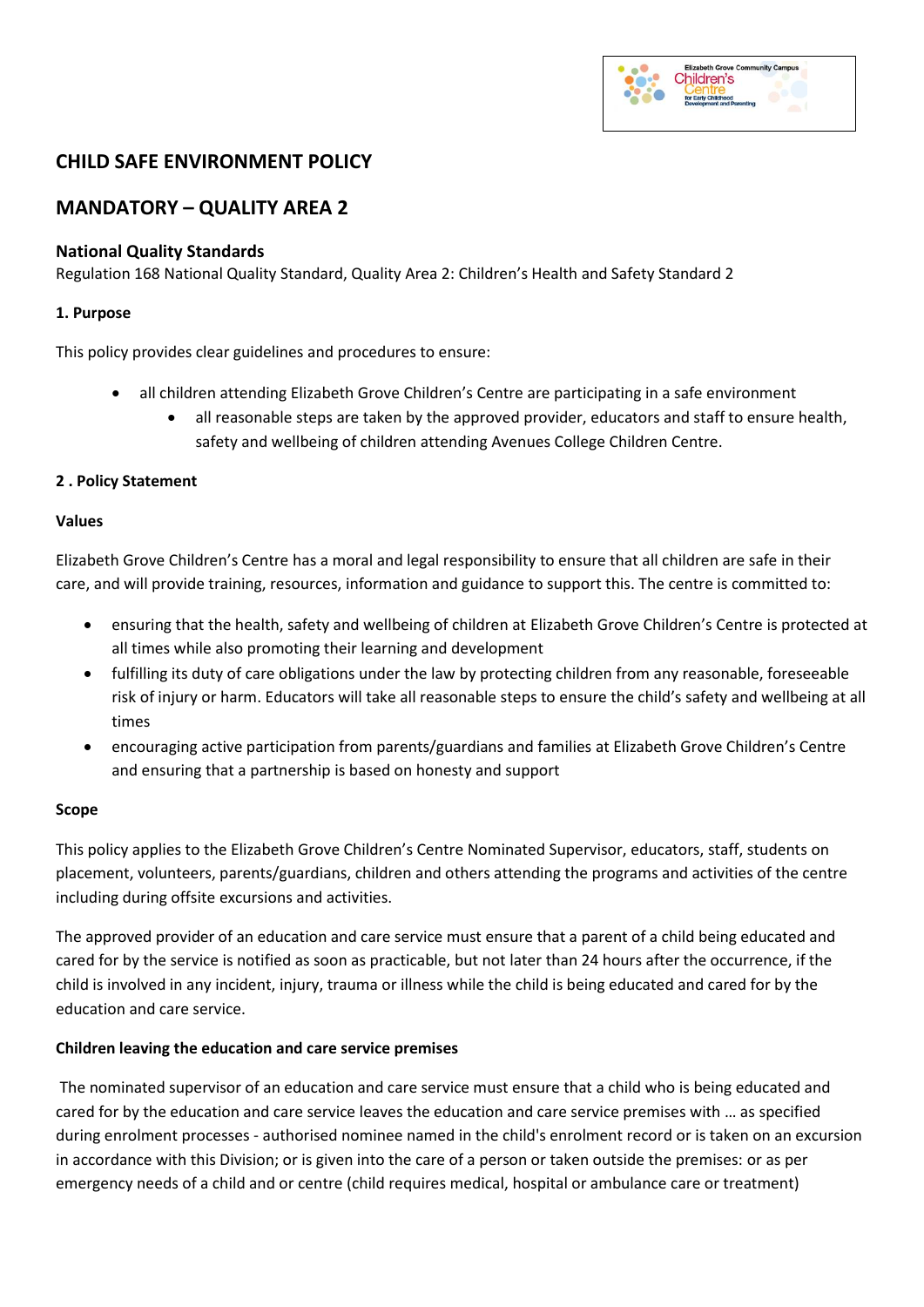# CHILD SAFE ENVIRONMENT POLICY

# MANDATORY – QUALITY AREA 2

### National Quality Standards

Regulation 168 National Quality Standard, Quality Area 2: Children's Health and Safety Standard 2

**1. Purpose**

This policy provides clear guidelines and procedures to ensure:

- all children attending Elizabeth Grove Children's Centre are participating in a safe environment
  - all reasonable steps are taken by the approved provider, educators and staff to ensure health, safety and wellbeing of children attending Avenues College Children Centre.

**2 . Policy Statement**

**Values**

Elizabeth Grove Children's Centre has a moral and legal responsibility to ensure that all children are safe in their care, and will provide training, resources, information and guidance to support this. The centre is committed to:

- ensuring that the health, safety and wellbeing of children at Elizabeth Grove Children's Centre is protected at all times while also promoting their learning and development
- fulfilling its duty of care obligations under the law by protecting children from any reasonable, foreseeable risk of injury or harm. Educators will take all reasonable steps to ensure the child's safety and wellbeing at all times
- encouraging active participation from parents/guardians and families at Elizabeth Grove Children's Centre and ensuring that a partnership is based on honesty and support

**Scope**

This policy applies to the Elizabeth Grove Children's Centre Nominated Supervisor, educators, staff, students on placement, volunteers, parents/guardians, children and others attending the programs and activities of the centre including during offsite excursions and activities.

The approved provider of an education and care service must ensure that a parent of a child being educated and cared for by the service is notified as soon as practicable, but not later than 24 hours after the occurrence, if the child is involved in any incident, injury, trauma or illness while the child is being educated and cared for by the education and care service.

**Children leaving the education and care service premises**

The nominated supervisor of an education and care service must ensure that a child who is being educated and cared for by the education and care service leaves the education and care service premises with … as specified during enrolment processes - authorised nominee named in the child's enrolment record or is taken on an excursion in accordance with this Division; or is given into the care of a person or taken outside the premises: or as per emergency needs of a child and or centre (child requires medical, hospital or ambulance care or treatment)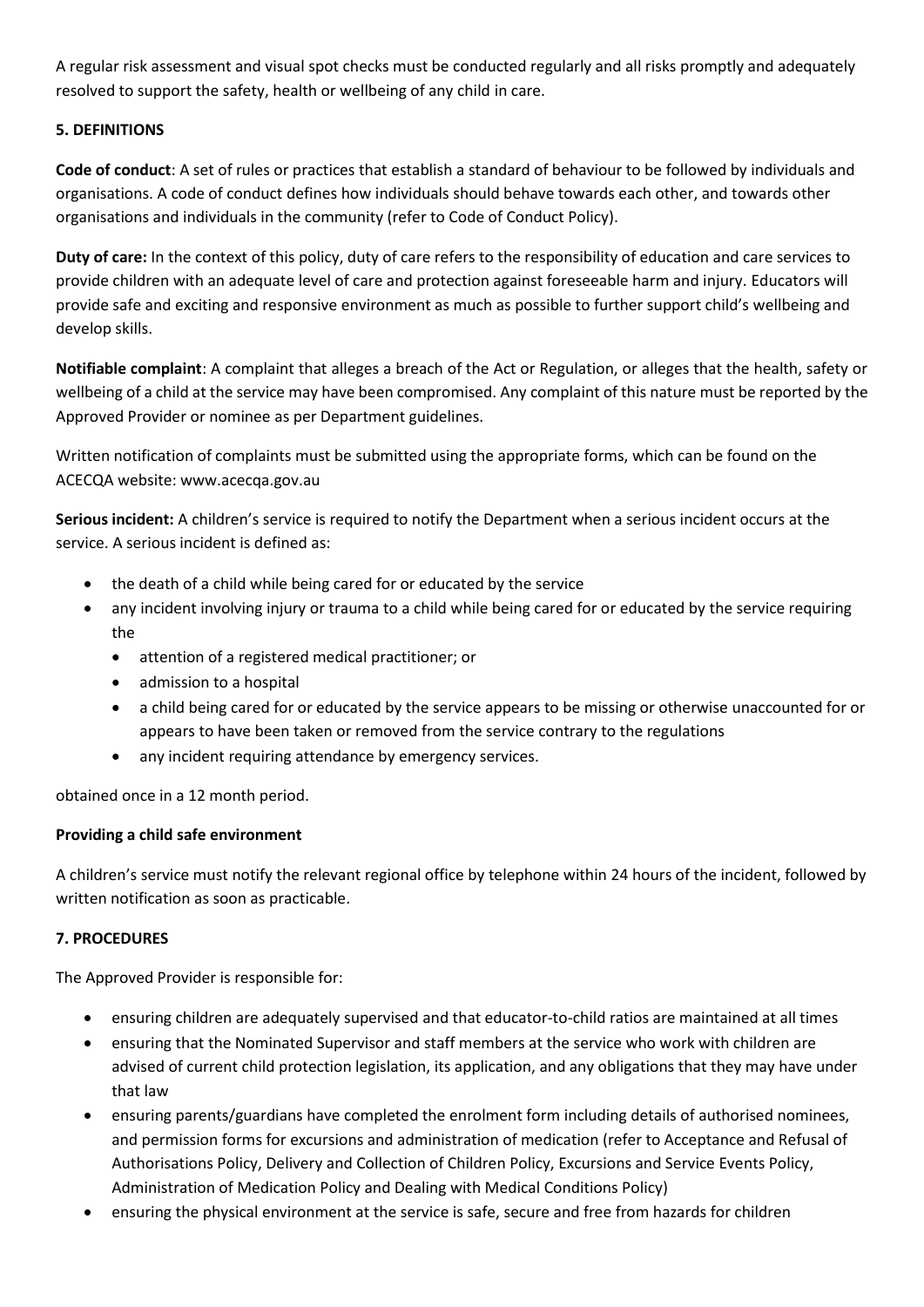A regular risk assessment and visual spot checks must be conducted regularly and all risks promptly and adequately resolved to support the safety, health or wellbeing of any child in care.

**5. DEFINITIONS**

**Code of conduct**: A set of rules or practices that establish a standard of behaviour to be followed by individuals and organisations. A code of conduct defines how individuals should behave towards each other, and towards other organisations and individuals in the community (refer to Code of Conduct Policy).

**Duty of care:** In the context of this policy, duty of care refers to the responsibility of education and care services to provide children with an adequate level of care and protection against foreseeable harm and injury. Educators will provide safe and exciting and responsive environment as much as possible to further support child's wellbeing and develop skills.

**Notifiable complaint**: A complaint that alleges a breach of the Act or Regulation, or alleges that the health, safety or wellbeing of a child at the service may have been compromised. Any complaint of this nature must be reported by the Approved Provider or nominee as per Department guidelines.

Written notification of complaints must be submitted using the appropriate forms, which can be found on the ACECQA website: www.acecqa.gov.au

**Serious incident:** A children's service is required to notify the Department when a serious incident occurs at the service. A serious incident is defined as:

- the death of a child while being cared for or educated by the service
- any incident involving injury or trauma to a child while being cared for or educated by the service requiring the
  - attention of a registered medical practitioner; or
  - admission to a hospital
  - a child being cared for or educated by the service appears to be missing or otherwise unaccounted for or appears to have been taken or removed from the service contrary to the regulations
  - any incident requiring attendance by emergency services.

obtained once in a 12 month period.

**Providing a child safe environment**

A children's service must notify the relevant regional office by telephone within 24 hours of the incident, followed by written notification as soon as practicable.

**7. PROCEDURES**

The Approved Provider is responsible for:

- ensuring children are adequately supervised and that educator-to-child ratios are maintained at all times
- ensuring that the Nominated Supervisor and staff members at the service who work with children are advised of current child protection legislation, its application, and any obligations that they may have under that law
- ensuring parents/guardians have completed the enrolment form including details of authorised nominees, and permission forms for excursions and administration of medication (refer to Acceptance and Refusal of Authorisations Policy, Delivery and Collection of Children Policy, Excursions and Service Events Policy, Administration of Medication Policy and Dealing with Medical Conditions Policy)
- ensuring the physical environment at the service is safe, secure and free from hazards for children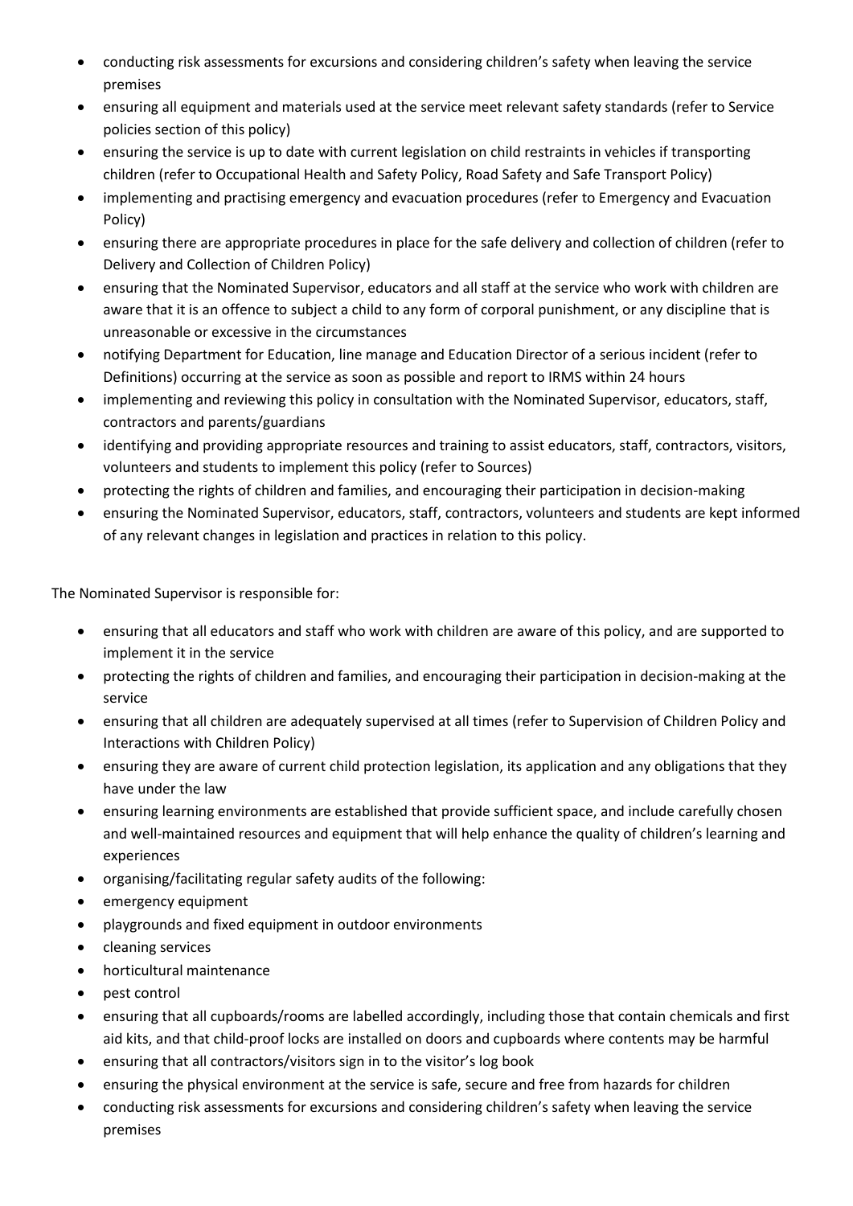- conducting risk assessments for excursions and considering children's safety when leaving the service premises
- ensuring all equipment and materials used at the service meet relevant safety standards (refer to Service policies section of this policy)
- ensuring the service is up to date with current legislation on child restraints in vehicles if transporting children (refer to Occupational Health and Safety Policy, Road Safety and Safe Transport Policy)
- implementing and practising emergency and evacuation procedures (refer to Emergency and Evacuation Policy)
- ensuring there are appropriate procedures in place for the safe delivery and collection of children (refer to Delivery and Collection of Children Policy)
- ensuring that the Nominated Supervisor, educators and all staff at the service who work with children are aware that it is an offence to subject a child to any form of corporal punishment, or any discipline that is unreasonable or excessive in the circumstances
- notifying Department for Education, line manage and Education Director of a serious incident (refer to Definitions) occurring at the service as soon as possible and report to IRMS within 24 hours
- implementing and reviewing this policy in consultation with the Nominated Supervisor, educators, staff, contractors and parents/guardians
- identifying and providing appropriate resources and training to assist educators, staff, contractors, visitors, volunteers and students to implement this policy (refer to Sources)
- protecting the rights of children and families, and encouraging their participation in decision-making
- ensuring the Nominated Supervisor, educators, staff, contractors, volunteers and students are kept informed of any relevant changes in legislation and practices in relation to this policy.

The Nominated Supervisor is responsible for:

- ensuring that all educators and staff who work with children are aware of this policy, and are supported to implement it in the service
- protecting the rights of children and families, and encouraging their participation in decision-making at the service
- ensuring that all children are adequately supervised at all times (refer to Supervision of Children Policy and Interactions with Children Policy)
- ensuring they are aware of current child protection legislation, its application and any obligations that they have under the law
- ensuring learning environments are established that provide sufficient space, and include carefully chosen and well-maintained resources and equipment that will help enhance the quality of children's learning and experiences
- organising/facilitating regular safety audits of the following:
- emergency equipment
- playgrounds and fixed equipment in outdoor environments
- cleaning services
- horticultural maintenance
- pest control
- ensuring that all cupboards/rooms are labelled accordingly, including those that contain chemicals and first aid kits, and that child-proof locks are installed on doors and cupboards where contents may be harmful
- ensuring that all contractors/visitors sign in to the visitor's log book
- ensuring the physical environment at the service is safe, secure and free from hazards for children
- conducting risk assessments for excursions and considering children's safety when leaving the service premises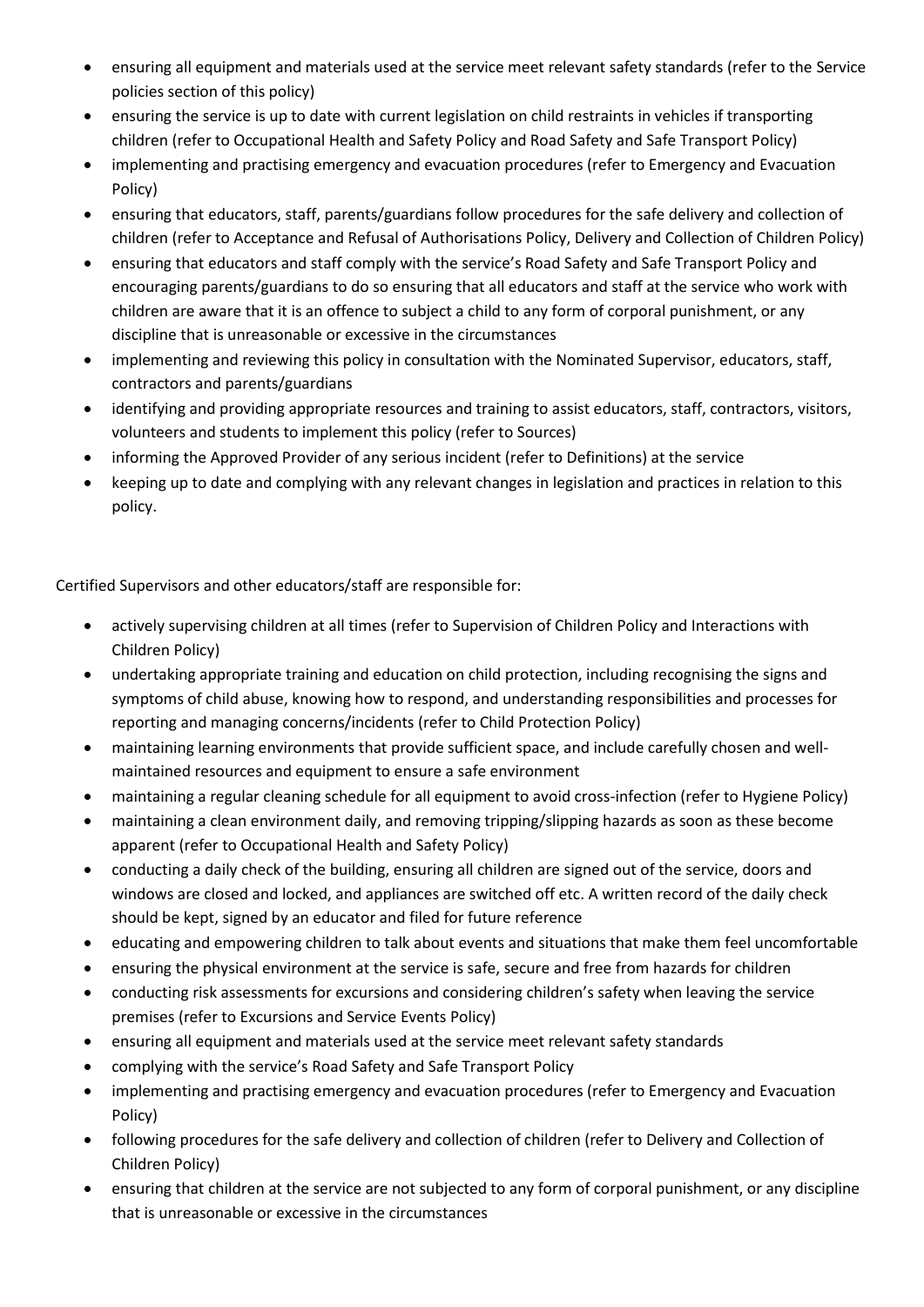- ensuring all equipment and materials used at the service meet relevant safety standards (refer to the Service policies section of this policy)
- ensuring the service is up to date with current legislation on child restraints in vehicles if transporting children (refer to Occupational Health and Safety Policy and Road Safety and Safe Transport Policy)
- implementing and practising emergency and evacuation procedures (refer to Emergency and Evacuation Policy)
- ensuring that educators, staff, parents/guardians follow procedures for the safe delivery and collection of children (refer to Acceptance and Refusal of Authorisations Policy, Delivery and Collection of Children Policy)
- ensuring that educators and staff comply with the service's Road Safety and Safe Transport Policy and encouraging parents/guardians to do so ensuring that all educators and staff at the service who work with children are aware that it is an offence to subject a child to any form of corporal punishment, or any discipline that is unreasonable or excessive in the circumstances
- implementing and reviewing this policy in consultation with the Nominated Supervisor, educators, staff, contractors and parents/guardians
- identifying and providing appropriate resources and training to assist educators, staff, contractors, visitors, volunteers and students to implement this policy (refer to Sources)
- informing the Approved Provider of any serious incident (refer to Definitions) at the service
- keeping up to date and complying with any relevant changes in legislation and practices in relation to this policy.

Certified Supervisors and other educators/staff are responsible for:

- actively supervising children at all times (refer to Supervision of Children Policy and Interactions with Children Policy)
- undertaking appropriate training and education on child protection, including recognising the signs and symptoms of child abuse, knowing how to respond, and understanding responsibilities and processes for reporting and managing concerns/incidents (refer to Child Protection Policy)
- maintaining learning environments that provide sufficient space, and include carefully chosen and well-maintained resources and equipment to ensure a safe environment
- maintaining a regular cleaning schedule for all equipment to avoid cross-infection (refer to Hygiene Policy)
- maintaining a clean environment daily, and removing tripping/slipping hazards as soon as these become apparent (refer to Occupational Health and Safety Policy)
- conducting a daily check of the building, ensuring all children are signed out of the service, doors and windows are closed and locked, and appliances are switched off etc. A written record of the daily check should be kept, signed by an educator and filed for future reference
- educating and empowering children to talk about events and situations that make them feel uncomfortable
- ensuring the physical environment at the service is safe, secure and free from hazards for children
- conducting risk assessments for excursions and considering children's safety when leaving the service premises (refer to Excursions and Service Events Policy)
- ensuring all equipment and materials used at the service meet relevant safety standards
- complying with the service's Road Safety and Safe Transport Policy
- implementing and practising emergency and evacuation procedures (refer to Emergency and Evacuation Policy)
- following procedures for the safe delivery and collection of children (refer to Delivery and Collection of Children Policy)
- ensuring that children at the service are not subjected to any form of corporal punishment, or any discipline that is unreasonable or excessive in the circumstances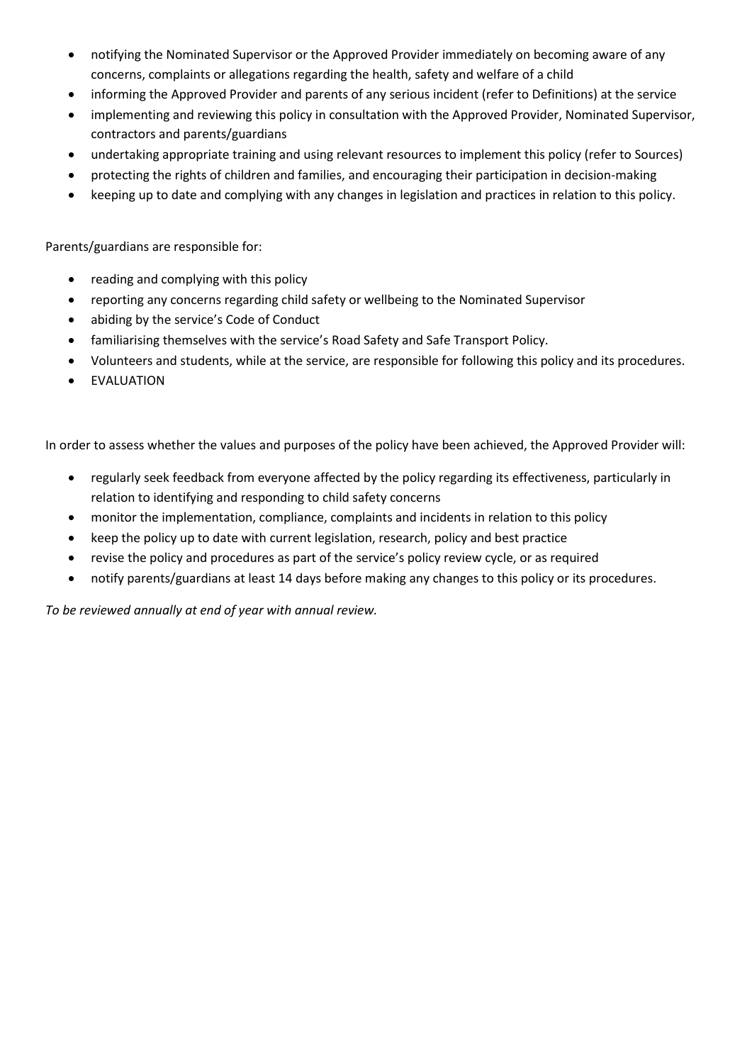- notifying the Nominated Supervisor or the Approved Provider immediately on becoming aware of any concerns, complaints or allegations regarding the health, safety and welfare of a child
- informing the Approved Provider and parents of any serious incident (refer to Definitions) at the service
- implementing and reviewing this policy in consultation with the Approved Provider, Nominated Supervisor, contractors and parents/guardians
- undertaking appropriate training and using relevant resources to implement this policy (refer to Sources)
- protecting the rights of children and families, and encouraging their participation in decision-making
- keeping up to date and complying with any changes in legislation and practices in relation to this policy.

Parents/guardians are responsible for:

- reading and complying with this policy
- reporting any concerns regarding child safety or wellbeing to the Nominated Supervisor
- abiding by the service's Code of Conduct
- familiarising themselves with the service's Road Safety and Safe Transport Policy.
- Volunteers and students, while at the service, are responsible for following this policy and its procedures.
- EVALUATION

In order to assess whether the values and purposes of the policy have been achieved, the Approved Provider will:

- regularly seek feedback from everyone affected by the policy regarding its effectiveness, particularly in relation to identifying and responding to child safety concerns
- monitor the implementation, compliance, complaints and incidents in relation to this policy
- keep the policy up to date with current legislation, research, policy and best practice
- revise the policy and procedures as part of the service's policy review cycle, or as required
- notify parents/guardians at least 14 days before making any changes to this policy or its procedures.

*To be reviewed annually at end of year with annual review.*